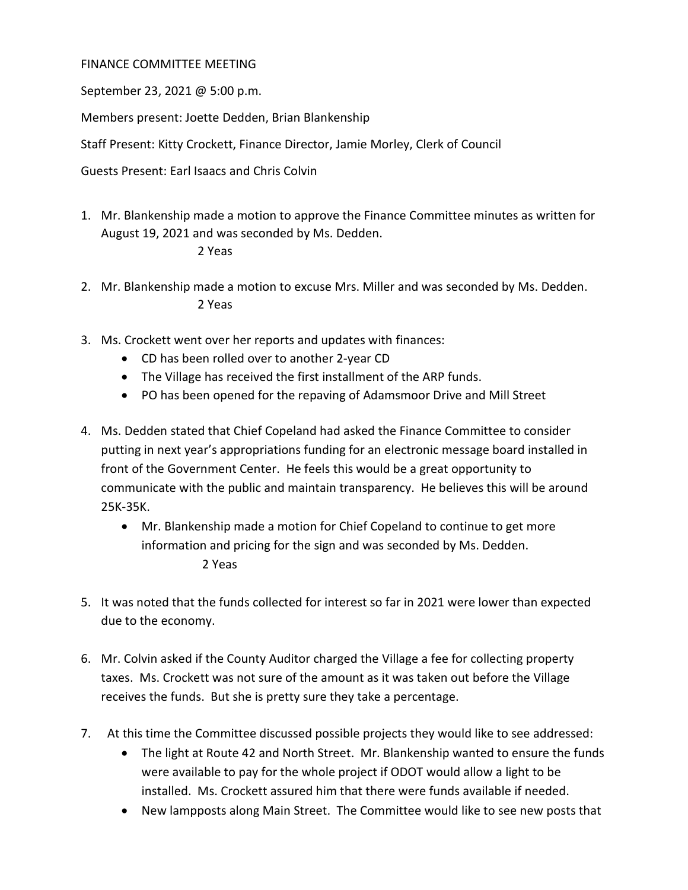FINANCE COMMITTEE MEETING

September 23, 2021 @ 5:00 p.m.

Members present: Joette Dedden, Brian Blankenship

Staff Present: Kitty Crockett, Finance Director, Jamie Morley, Clerk of Council

Guests Present: Earl Isaacs and Chris Colvin

1. Mr. Blankenship made a motion to approve the Finance Committee minutes as written for August 19, 2021 and was seconded by Ms. Dedden.
   2 Yeas

2. Mr. Blankenship made a motion to excuse Mrs. Miller and was seconded by Ms. Dedden.
   2 Yeas

3. Ms. Crockett went over her reports and updates with finances:
   - CD has been rolled over to another 2-year CD
   - The Village has received the first installment of the ARP funds.
   - PO has been opened for the repaving of Adamsmoor Drive and Mill Street

4. Ms. Dedden stated that Chief Copeland had asked the Finance Committee to consider putting in next year's appropriations funding for an electronic message board installed in front of the Government Center. He feels this would be a great opportunity to communicate with the public and maintain transparency. He believes this will be around 25K-35K.
   - Mr. Blankenship made a motion for Chief Copeland to continue to get more information and pricing for the sign and was seconded by Ms. Dedden.
     2 Yeas

5. It was noted that the funds collected for interest so far in 2021 were lower than expected due to the economy.

6. Mr. Colvin asked if the County Auditor charged the Village a fee for collecting property taxes. Ms. Crockett was not sure of the amount as it was taken out before the Village receives the funds. But she is pretty sure they take a percentage.

7. At this time the Committee discussed possible projects they would like to see addressed:
   - The light at Route 42 and North Street. Mr. Blankenship wanted to ensure the funds were available to pay for the whole project if ODOT would allow a light to be installed. Ms. Crockett assured him that there were funds available if needed.
   - New lampposts along Main Street. The Committee would like to see new posts that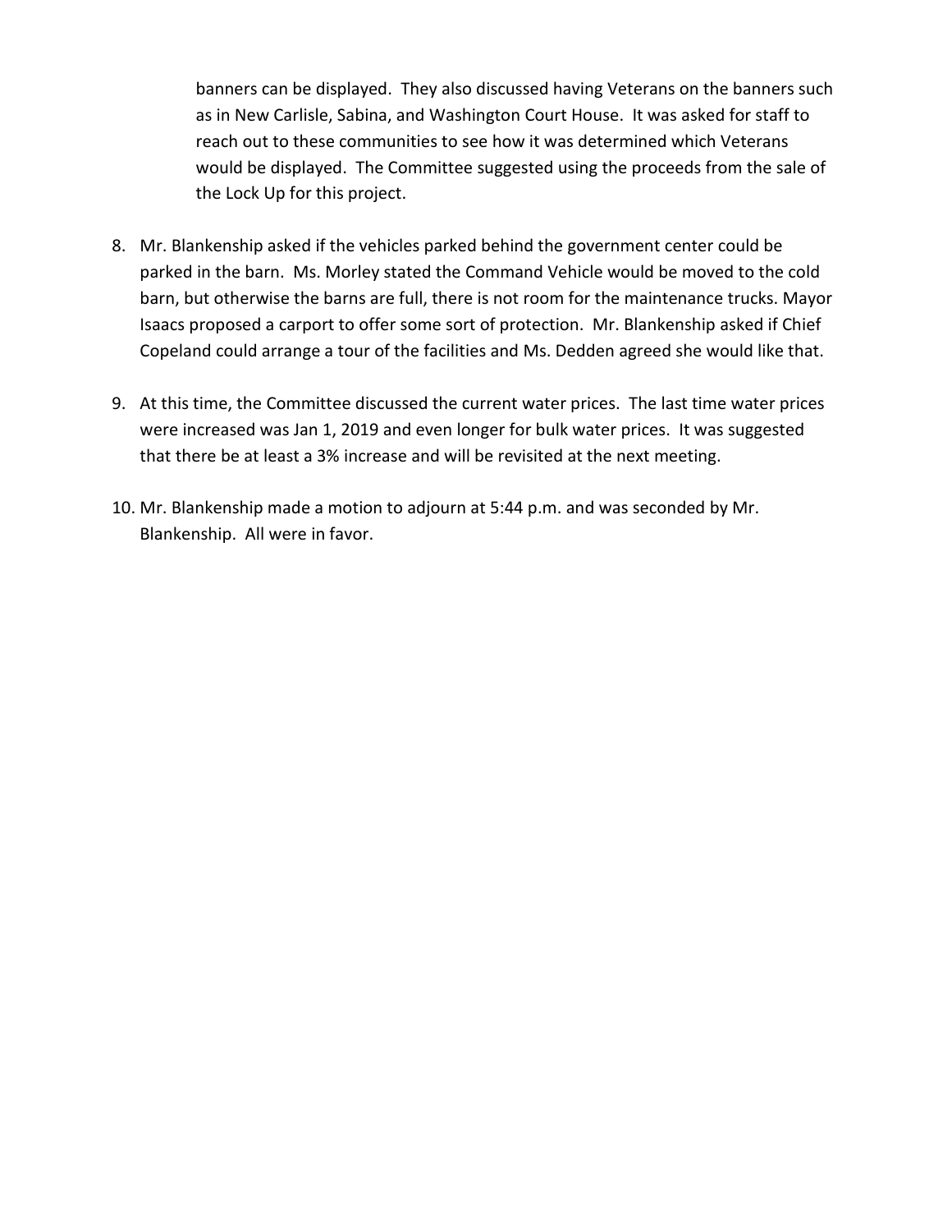banners can be displayed. They also discussed having Veterans on the banners such as in New Carlisle, Sabina, and Washington Court House. It was asked for staff to reach out to these communities to see how it was determined which Veterans would be displayed. The Committee suggested using the proceeds from the sale of the Lock Up for this project.

8. Mr. Blankenship asked if the vehicles parked behind the government center could be parked in the barn. Ms. Morley stated the Command Vehicle would be moved to the cold barn, but otherwise the barns are full, there is not room for the maintenance trucks. Mayor Isaacs proposed a carport to offer some sort of protection. Mr. Blankenship asked if Chief Copeland could arrange a tour of the facilities and Ms. Dedden agreed she would like that.

9. At this time, the Committee discussed the current water prices. The last time water prices were increased was Jan 1, 2019 and even longer for bulk water prices. It was suggested that there be at least a 3% increase and will be revisited at the next meeting.

10. Mr. Blankenship made a motion to adjourn at 5:44 p.m. and was seconded by Mr. Blankenship. All were in favor.